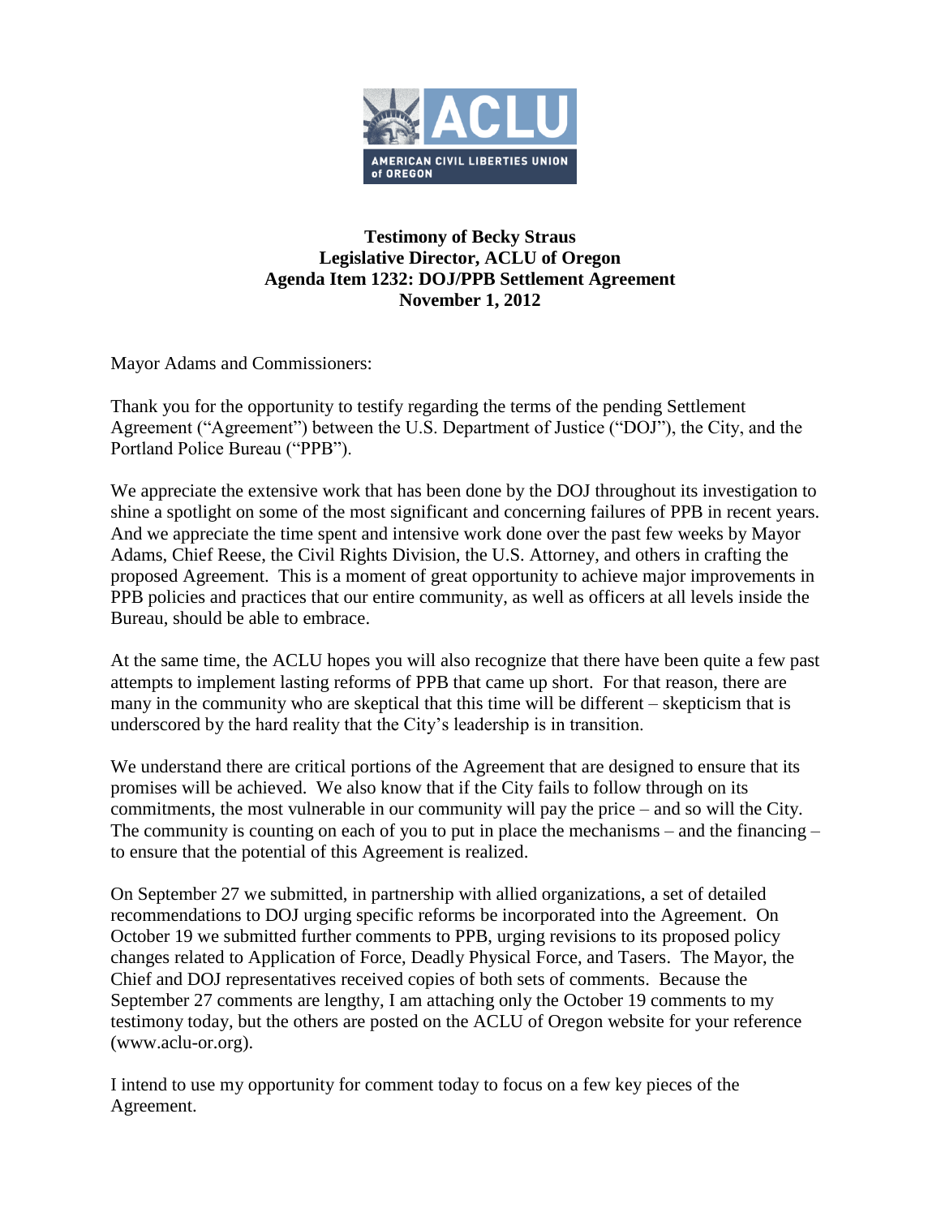**Testimony of Becky Straus**
**Legislative Director, ACLU of Oregon**
**Agenda Item 1232: DOJ/PPB Settlement Agreement**
**November 1, 2012**

Mayor Adams and Commissioners:

Thank you for the opportunity to testify regarding the terms of the pending Settlement Agreement ("Agreement") between the U.S. Department of Justice ("DOJ"), the City, and the Portland Police Bureau ("PPB").

We appreciate the extensive work that has been done by the DOJ throughout its investigation to shine a spotlight on some of the most significant and concerning failures of PPB in recent years. And we appreciate the time spent and intensive work done over the past few weeks by Mayor Adams, Chief Reese, the Civil Rights Division, the U.S. Attorney, and others in crafting the proposed Agreement. This is a moment of great opportunity to achieve major improvements in PPB policies and practices that our entire community, as well as officers at all levels inside the Bureau, should be able to embrace.

At the same time, the ACLU hopes you will also recognize that there have been quite a few past attempts to implement lasting reforms of PPB that came up short. For that reason, there are many in the community who are skeptical that this time will be different – skepticism that is underscored by the hard reality that the City's leadership is in transition.

We understand there are critical portions of the Agreement that are designed to ensure that its promises will be achieved. We also know that if the City fails to follow through on its commitments, the most vulnerable in our community will pay the price – and so will the City. The community is counting on each of you to put in place the mechanisms – and the financing – to ensure that the potential of this Agreement is realized.

On September 27 we submitted, in partnership with allied organizations, a set of detailed recommendations to DOJ urging specific reforms be incorporated into the Agreement. On October 19 we submitted further comments to PPB, urging revisions to its proposed policy changes related to Application of Force, Deadly Physical Force, and Tasers. The Mayor, the Chief and DOJ representatives received copies of both sets of comments. Because the September 27 comments are lengthy, I am attaching only the October 19 comments to my testimony today, but the others are posted on the ACLU of Oregon website for your reference (www.aclu-or.org).

I intend to use my opportunity for comment today to focus on a few key pieces of the Agreement.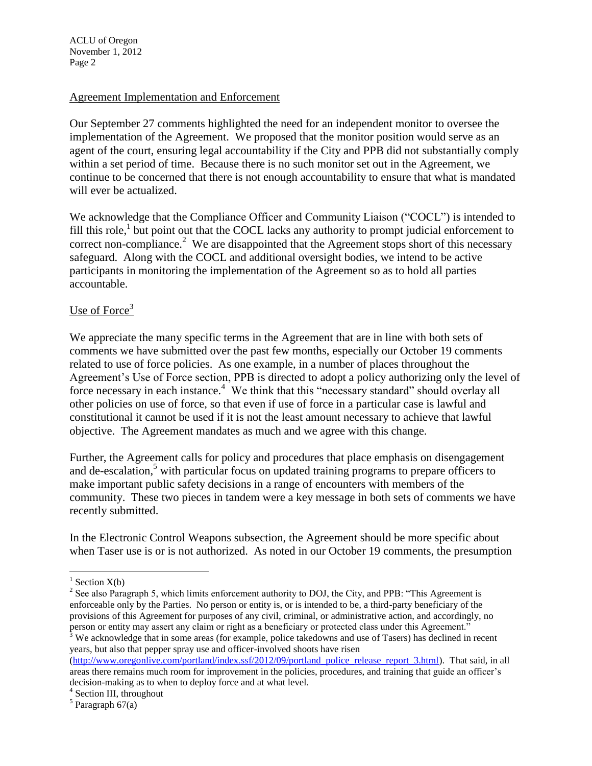## Agreement Implementation and Enforcement

Our September 27 comments highlighted the need for an independent monitor to oversee the implementation of the Agreement. We proposed that the monitor position would serve as an agent of the court, ensuring legal accountability if the City and PPB did not substantially comply within a set period of time. Because there is no such monitor set out in the Agreement, we continue to be concerned that there is not enough accountability to ensure that what is mandated will ever be actualized.

We acknowledge that the Compliance Officer and Community Liaison ("COCL") is intended to fill this role,[1] but point out that the COCL lacks any authority to prompt judicial enforcement to correct non-compliance.[2] We are disappointed that the Agreement stops short of this necessary safeguard. Along with the COCL and additional oversight bodies, we intend to be active participants in monitoring the implementation of the Agreement so as to hold all parties accountable.

## Use of Force[3]

We appreciate the many specific terms in the Agreement that are in line with both sets of comments we have submitted over the past few months, especially our October 19 comments related to use of force policies. As one example, in a number of places throughout the Agreement's Use of Force section, PPB is directed to adopt a policy authorizing only the level of force necessary in each instance.[4] We think that this "necessary standard" should overlay all other policies on use of force, so that even if use of force in a particular case is lawful and constitutional it cannot be used if it is not the least amount necessary to achieve that lawful objective. The Agreement mandates as much and we agree with this change.

Further, the Agreement calls for policy and procedures that place emphasis on disengagement and de-escalation,[5] with particular focus on updated training programs to prepare officers to make important public safety decisions in a range of encounters with members of the community. These two pieces in tandem were a key message in both sets of comments we have recently submitted.

In the Electronic Control Weapons subsection, the Agreement should be more specific about when Taser use is or is not authorized. As noted in our October 19 comments, the presumption

---

[1] Section X(b)

[2] See also Paragraph 5, which limits enforcement authority to DOJ, the City, and PPB: "This Agreement is enforceable only by the Parties. No person or entity is, or is intended to be, a third-party beneficiary of the provisions of this Agreement for purposes of any civil, criminal, or administrative action, and accordingly, no person or entity may assert any claim or right as a beneficiary or protected class under this Agreement."

[3] We acknowledge that in some areas (for example, police takedowns and use of Tasers) has declined in recent years, but also that pepper spray use and officer-involved shoots have risen (http://www.oregonlive.com/portland/index.ssf/2012/09/portland_police_release_report_3.html). That said, in all areas there remains much room for improvement in the policies, procedures, and training that guide an officer's decision-making as to when to deploy force and at what level.

[4] Section III, throughout

[5] Paragraph 67(a)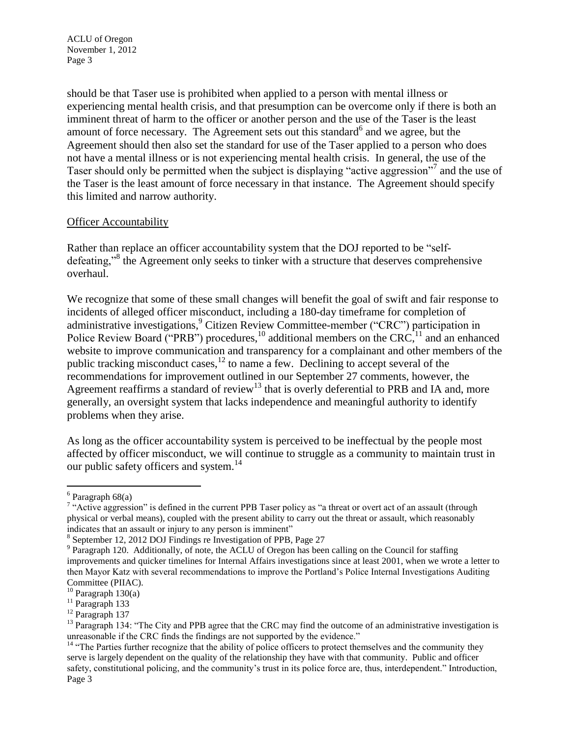should be that Taser use is prohibited when applied to a person with mental illness or experiencing mental health crisis, and that presumption can be overcome only if there is both an imminent threat of harm to the officer or another person and the use of the Taser is the least amount of force necessary. The Agreement sets out this standard[6] and we agree, but the Agreement should then also set the standard for use of the Taser applied to a person who does not have a mental illness or is not experiencing mental health crisis. In general, the use of the Taser should only be permitted when the subject is displaying "active aggression"[7] and the use of the Taser is the least amount of force necessary in that instance. The Agreement should specify this limited and narrow authority.

<u>Officer Accountability</u>

Rather than replace an officer accountability system that the DOJ reported to be "self-defeating,"[8] the Agreement only seeks to tinker with a structure that deserves comprehensive overhaul.

We recognize that some of these small changes will benefit the goal of swift and fair response to incidents of alleged officer misconduct, including a 180-day timeframe for completion of administrative investigations,[9] Citizen Review Committee-member ("CRC") participation in Police Review Board ("PRB") procedures,[10] additional members on the CRC,[11] and an enhanced website to improve communication and transparency for a complainant and other members of the public tracking misconduct cases,[12] to name a few. Declining to accept several of the recommendations for improvement outlined in our September 27 comments, however, the Agreement reaffirms a standard of review[13] that is overly deferential to PRB and IA and, more generally, an oversight system that lacks independence and meaningful authority to identify problems when they arise.

As long as the officer accountability system is perceived to be ineffectual by the people most affected by officer misconduct, we will continue to struggle as a community to maintain trust in our public safety officers and system.[14]

---

[6] Paragraph 68(a)

[7] "Active aggression" is defined in the current PPB Taser policy as "a threat or overt act of an assault (through physical or verbal means), coupled with the present ability to carry out the threat or assault, which reasonably indicates that an assault or injury to any person is imminent"

[8] September 12, 2012 DOJ Findings re Investigation of PPB, Page 27

[9] Paragraph 120. Additionally, of note, the ACLU of Oregon has been calling on the Council for staffing improvements and quicker timelines for Internal Affairs investigations since at least 2001, when we wrote a letter to then Mayor Katz with several recommendations to improve the Portland's Police Internal Investigations Auditing Committee (PIIAC).

[10] Paragraph 130(a)

[11] Paragraph 133

[12] Paragraph 137

[13] Paragraph 134: "The City and PPB agree that the CRC may find the outcome of an administrative investigation is unreasonable if the CRC finds the findings are not supported by the evidence."

[14] "The Parties further recognize that the ability of police officers to protect themselves and the community they serve is largely dependent on the quality of the relationship they have with that community. Public and officer safety, constitutional policing, and the community's trust in its police force are, thus, interdependent." Introduction, Page 3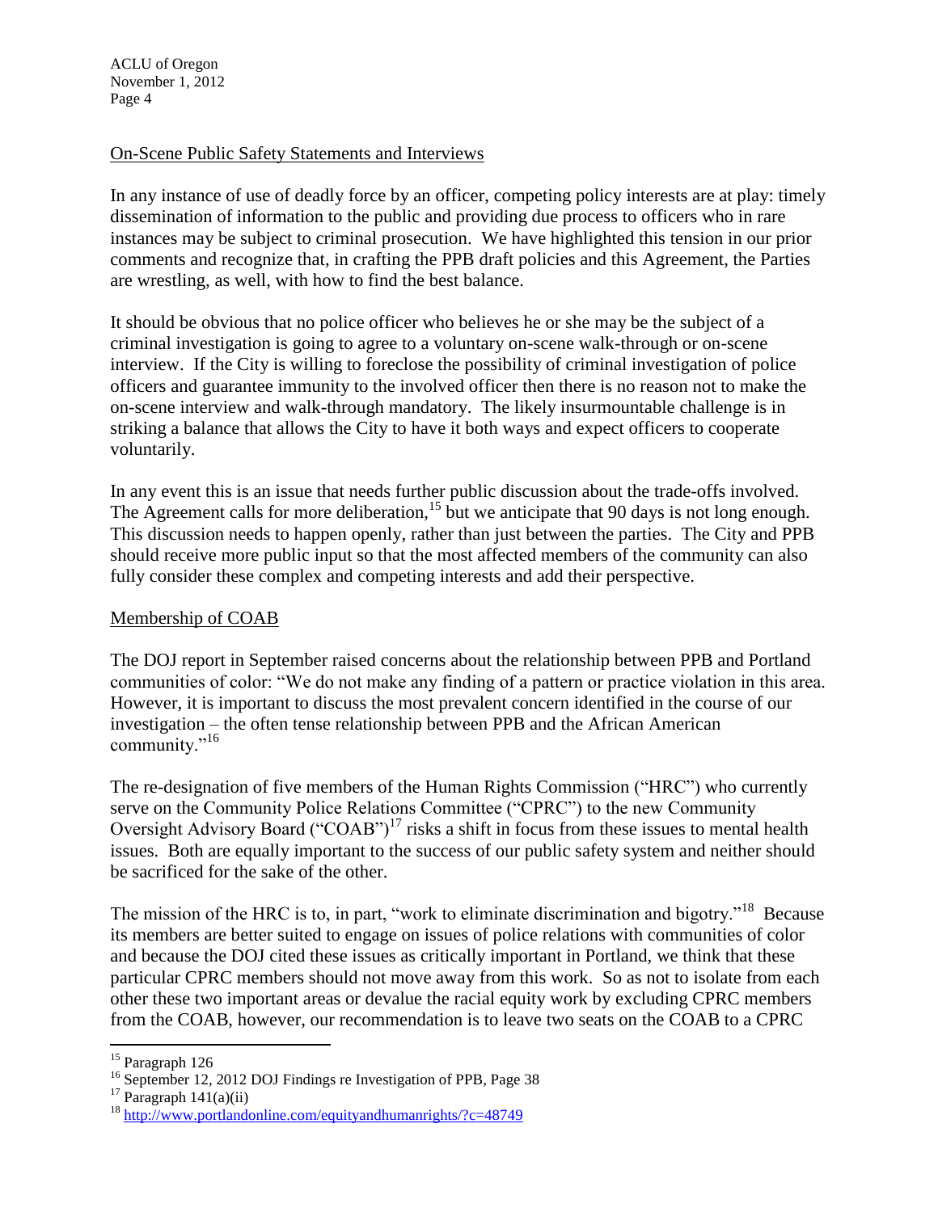On-Scene Public Safety Statements and Interviews

In any instance of use of deadly force by an officer, competing policy interests are at play: timely dissemination of information to the public and providing due process to officers who in rare instances may be subject to criminal prosecution. We have highlighted this tension in our prior comments and recognize that, in crafting the PPB draft policies and this Agreement, the Parties are wrestling, as well, with how to find the best balance.

It should be obvious that no police officer who believes he or she may be the subject of a criminal investigation is going to agree to a voluntary on-scene walk-through or on-scene interview. If the City is willing to foreclose the possibility of criminal investigation of police officers and guarantee immunity to the involved officer then there is no reason not to make the on-scene interview and walk-through mandatory. The likely insurmountable challenge is in striking a balance that allows the City to have it both ways and expect officers to cooperate voluntarily.

In any event this is an issue that needs further public discussion about the trade-offs involved. The Agreement calls for more deliberation,[15] but we anticipate that 90 days is not long enough. This discussion needs to happen openly, rather than just between the parties. The City and PPB should receive more public input so that the most affected members of the community can also fully consider these complex and competing interests and add their perspective.

Membership of COAB

The DOJ report in September raised concerns about the relationship between PPB and Portland communities of color: "We do not make any finding of a pattern or practice violation in this area. However, it is important to discuss the most prevalent concern identified in the course of our investigation – the often tense relationship between PPB and the African American community."[16]

The re-designation of five members of the Human Rights Commission ("HRC") who currently serve on the Community Police Relations Committee ("CPRC") to the new Community Oversight Advisory Board ("COAB")[17] risks a shift in focus from these issues to mental health issues. Both are equally important to the success of our public safety system and neither should be sacrificed for the sake of the other.

The mission of the HRC is to, in part, "work to eliminate discrimination and bigotry."[18] Because its members are better suited to engage on issues of police relations with communities of color and because the DOJ cited these issues as critically important in Portland, we think that these particular CPRC members should not move away from this work. So as not to isolate from each other these two important areas or devalue the racial equity work by excluding CPRC members from the COAB, however, our recommendation is to leave two seats on the COAB to a CPRC

---

[15] Paragraph 126

[16] September 12, 2012 DOJ Findings re Investigation of PPB, Page 38

[17] Paragraph 141(a)(ii)

[18] http://www.portlandonline.com/equityandhumanrights/?c=48749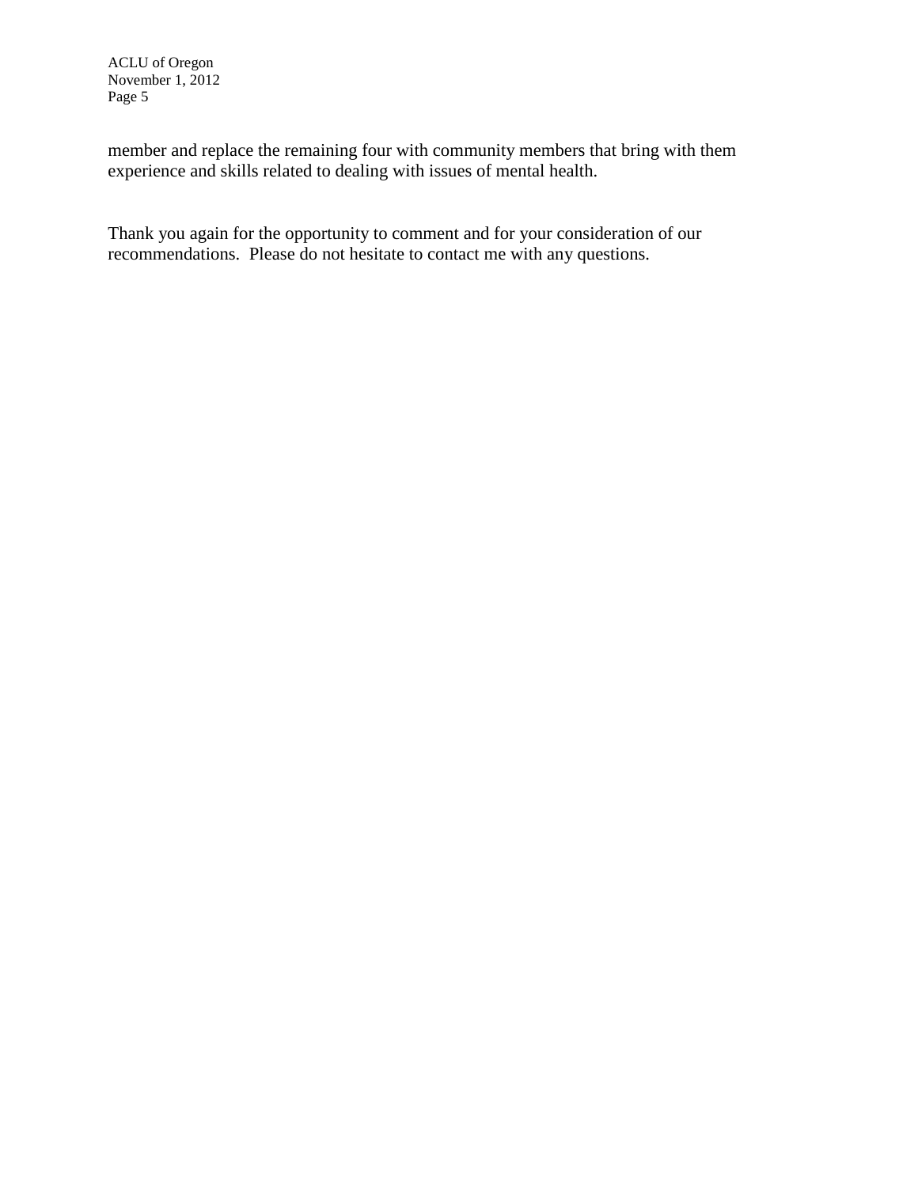member and replace the remaining four with community members that bring with them experience and skills related to dealing with issues of mental health.

Thank you again for the opportunity to comment and for your consideration of our recommendations. Please do not hesitate to contact me with any questions.